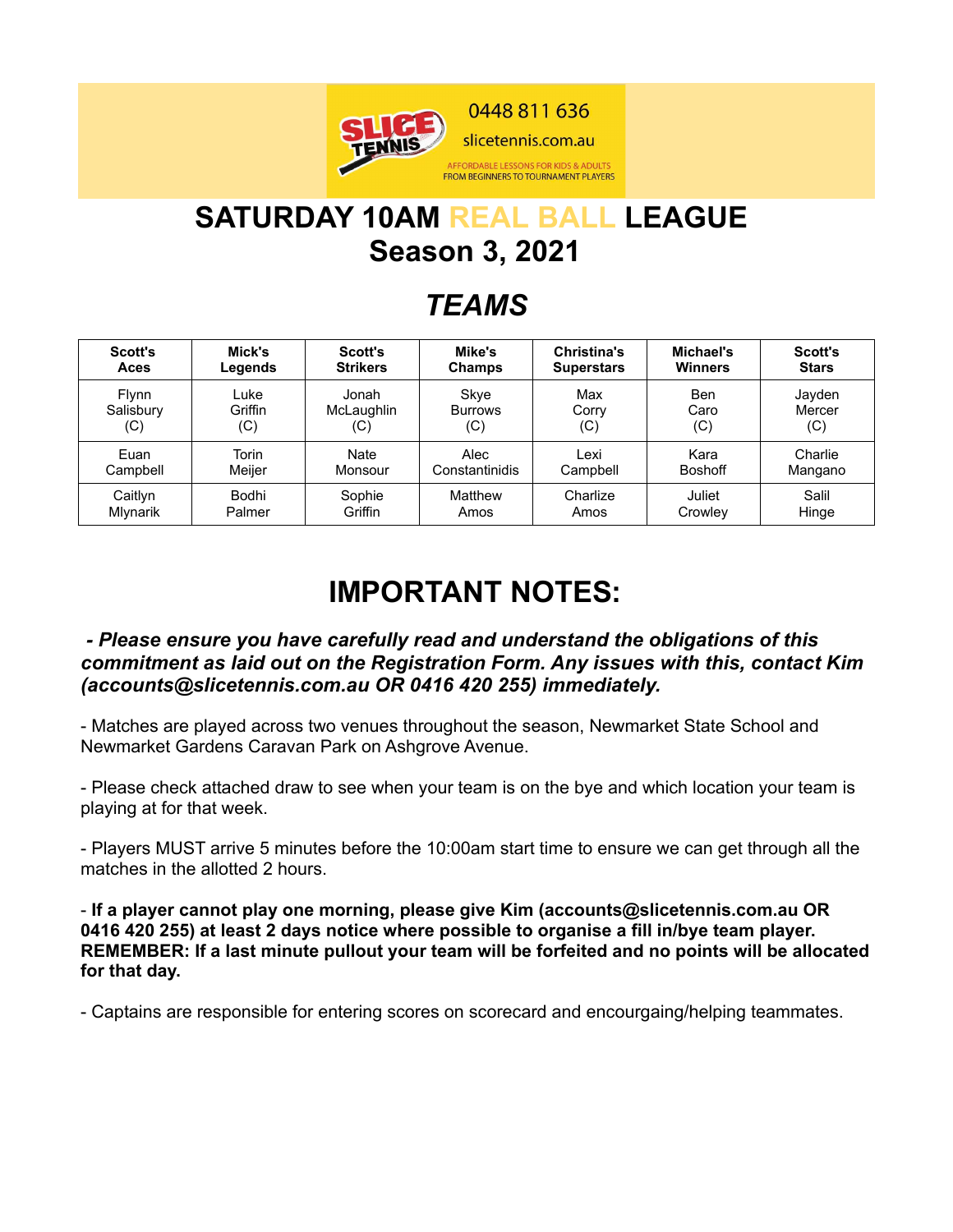0448 811 636

slicetennis.com.au

AFFORDABLE LESSONS FOR KIDS & ADULTS
FROM BEGINNERS TO TOURNAMENT PLAYERS

# SATURDAY 10AM REAL BALL LEAGUE
# Season 3, 2021

## *TEAMS*

| Scott's Aces | Mick's Legends | Scott's Strikers | Mike's Champs | Christina's Superstars | Michael's Winners | Scott's Stars |
|---|---|---|---|---|---|---|
| Flynn Salisbury (C) | Luke Griffin (C) | Jonah McLaughlin (C) | Skye Burrows (C) | Max Corry (C) | Ben Caro (C) | Jayden Mercer (C) |
| Euan Campbell | Torin Meijer | Nate Monsour | Alec Constantinidis | Lexi Campbell | Kara Boshoff | Charlie Mangano |
| Caitlyn Mlynarik | Bodhi Palmer | Sophie Griffin | Matthew Amos | Charlize Amos | Juliet Crowley | Salil Hinge |

# IMPORTANT NOTES:

***- Please ensure you have carefully read and understand the obligations of this commitment as laid out on the Registration Form. Any issues with this, contact Kim (accounts@slicetennis.com.au OR 0416 420 255) immediately.***

- Matches are played across two venues throughout the season, Newmarket State School and Newmarket Gardens Caravan Park on Ashgrove Avenue.

- Please check attached draw to see when your team is on the bye and which location your team is playing at for that week.

- Players MUST arrive 5 minutes before the 10:00am start time to ensure we can get through all the matches in the allotted 2 hours.

- **If a player cannot play one morning, please give Kim (accounts@slicetennis.com.au OR 0416 420 255) at least 2 days notice where possible to organise a fill in/bye team player. REMEMBER: If a last minute pullout your team will be forfeited and no points will be allocated for that day.**

- Captains are responsible for entering scores on scorecard and encourgaing/helping teammates.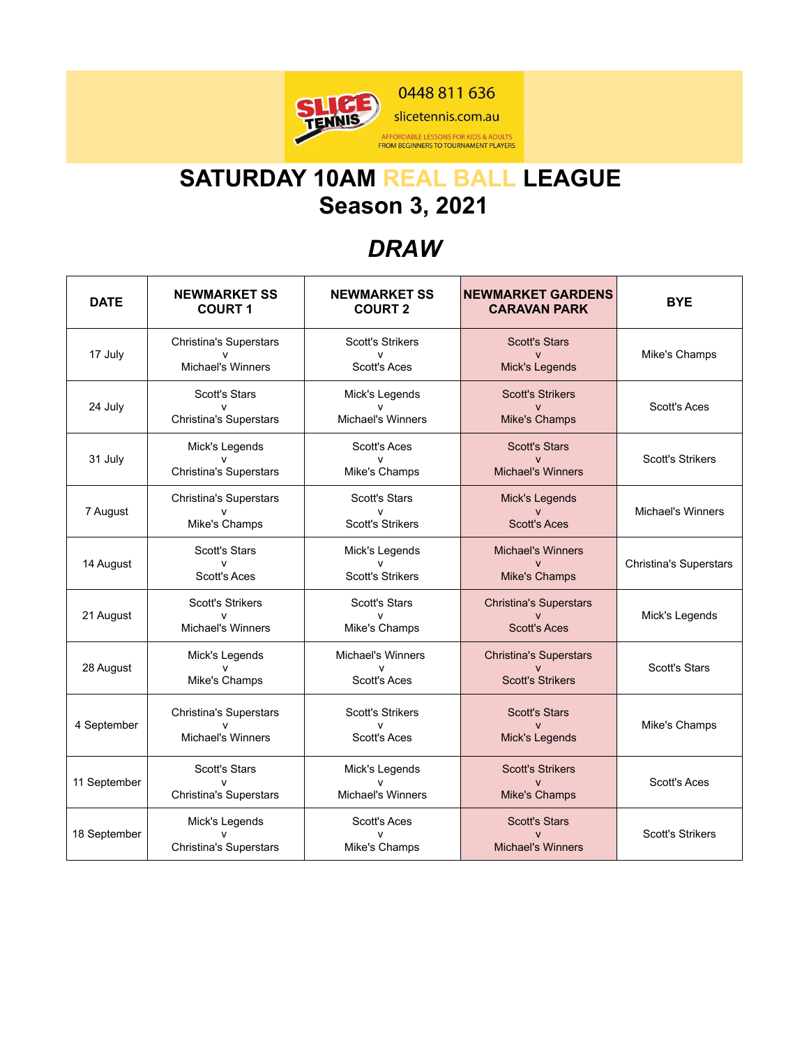0448 811 636

slicetennis.com.au

AFFORDABLE LESSONS FOR KIDS & ADULTS
FROM BEGINNERS TO TOURNAMENT PLAYERS

# SATURDAY 10AM REAL BALL LEAGUE
# Season 3, 2021

## *DRAW*

| DATE | NEWMARKET SS COURT 1 | NEWMARKET SS COURT 2 | NEWMARKET GARDENS CARAVAN PARK | BYE |
|---|---|---|---|---|
| 17 July | Christina's Superstars v Michael's Winners | Scott's Strikers v Scott's Aces | Scott's Stars v Mick's Legends | Mike's Champs |
| 24 July | Scott's Stars v Christina's Superstars | Mick's Legends v Michael's Winners | Scott's Strikers v Mike's Champs | Scott's Aces |
| 31 July | Mick's Legends v Christina's Superstars | Scott's Aces v Mike's Champs | Scott's Stars v Michael's Winners | Scott's Strikers |
| 7 August | Christina's Superstars v Mike's Champs | Scott's Stars v Scott's Strikers | Mick's Legends v Scott's Aces | Michael's Winners |
| 14 August | Scott's Stars v Scott's Aces | Mick's Legends v Scott's Strikers | Michael's Winners v Mike's Champs | Christina's Superstars |
| 21 August | Scott's Strikers v Michael's Winners | Scott's Stars v Mike's Champs | Christina's Superstars v Scott's Aces | Mick's Legends |
| 28 August | Mick's Legends v Mike's Champs | Michael's Winners v Scott's Aces | Christina's Superstars v Scott's Strikers | Scott's Stars |
| 4 September | Christina's Superstars v Michael's Winners | Scott's Strikers v Scott's Aces | Scott's Stars v Mick's Legends | Mike's Champs |
| 11 September | Scott's Stars v Christina's Superstars | Mick's Legends v Michael's Winners | Scott's Strikers v Mike's Champs | Scott's Aces |
| 18 September | Mick's Legends v Christina's Superstars | Scott's Aces v Mike's Champs | Scott's Stars v Michael's Winners | Scott's Strikers |